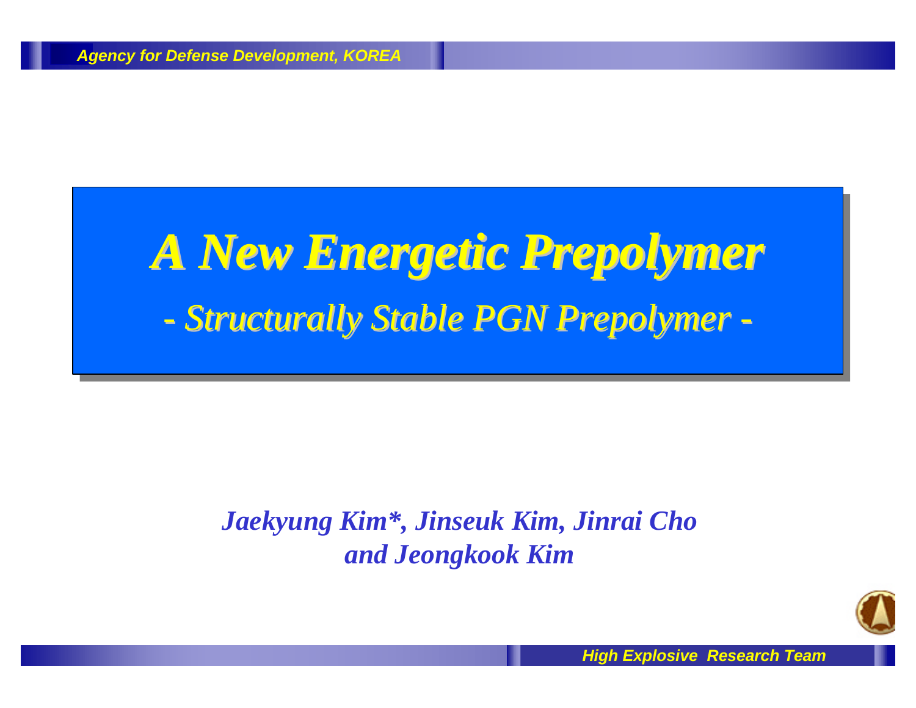# A New Energetic Prepolymer

## *- Structurally Stable PGN Prepolymer -*

*Jaekyung Kim\*, Jinseuk Kim, Jinrai Cho and Jeongkook Kim*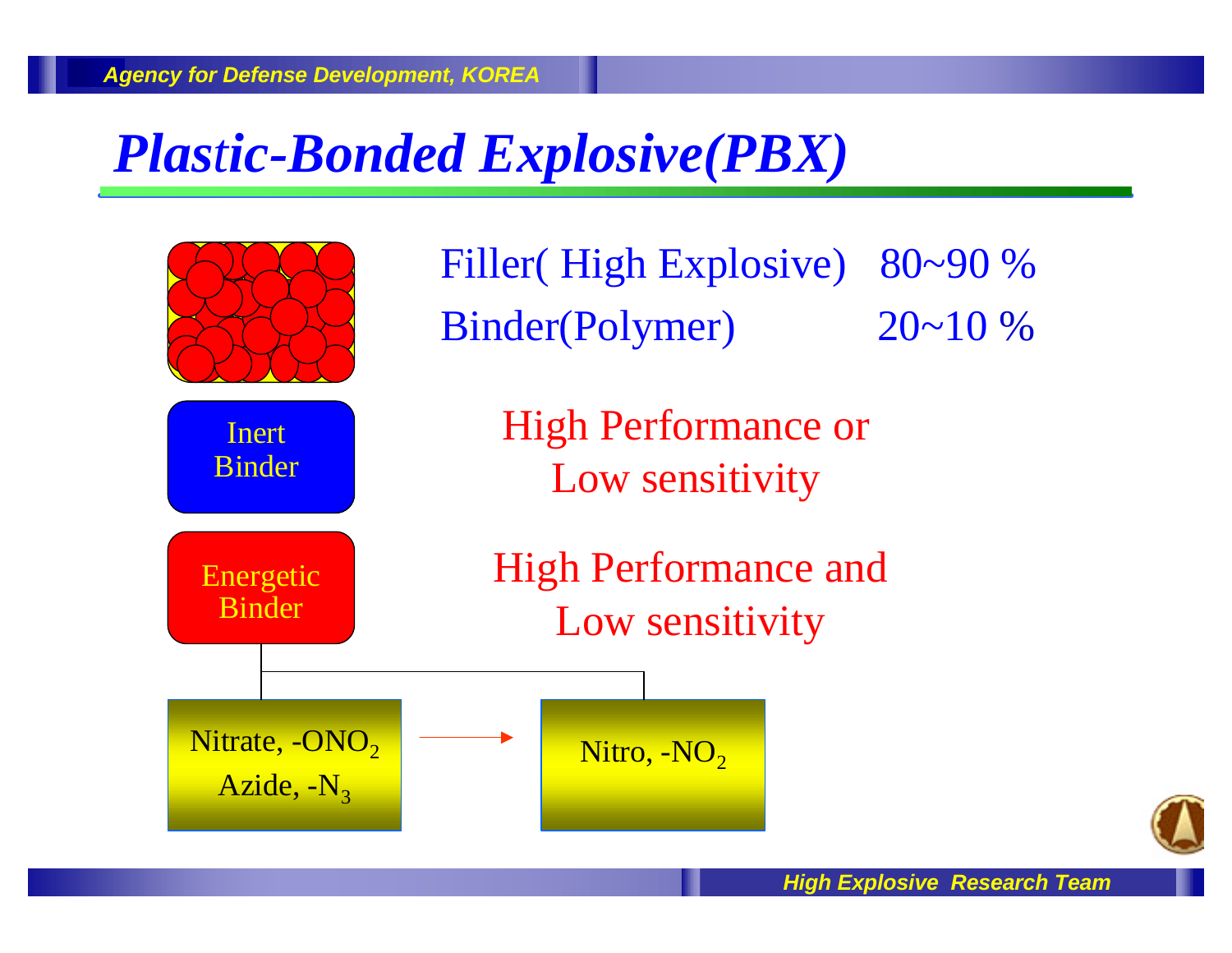# Plastic-Bonded Explosive(PBX)

| | |
|---|---|
| Filler( High Explosive) | 80~90 % |
| Binder(Polymer) | 20~10 % |

Inert Binder

High Performance or Low sensitivity

Energetic Binder

High Performance and Low sensitivity

Nitrate, $-ONO_2$

Azide, $-N_3$

Nitro, $-NO_2$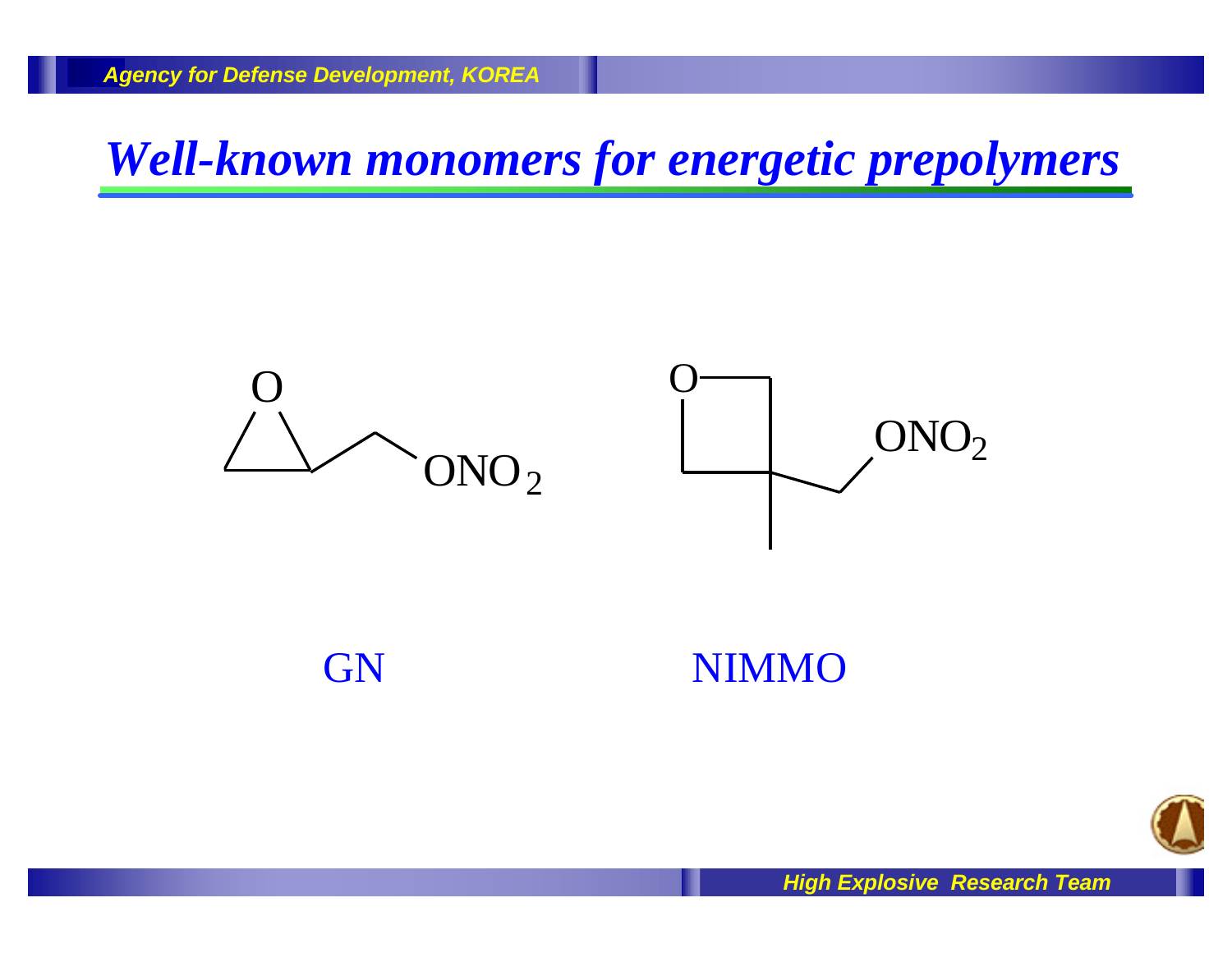# *Well-known monomers for energetic prepolymers*

$ONO_2$

$ONO_2$

GN

NIMMO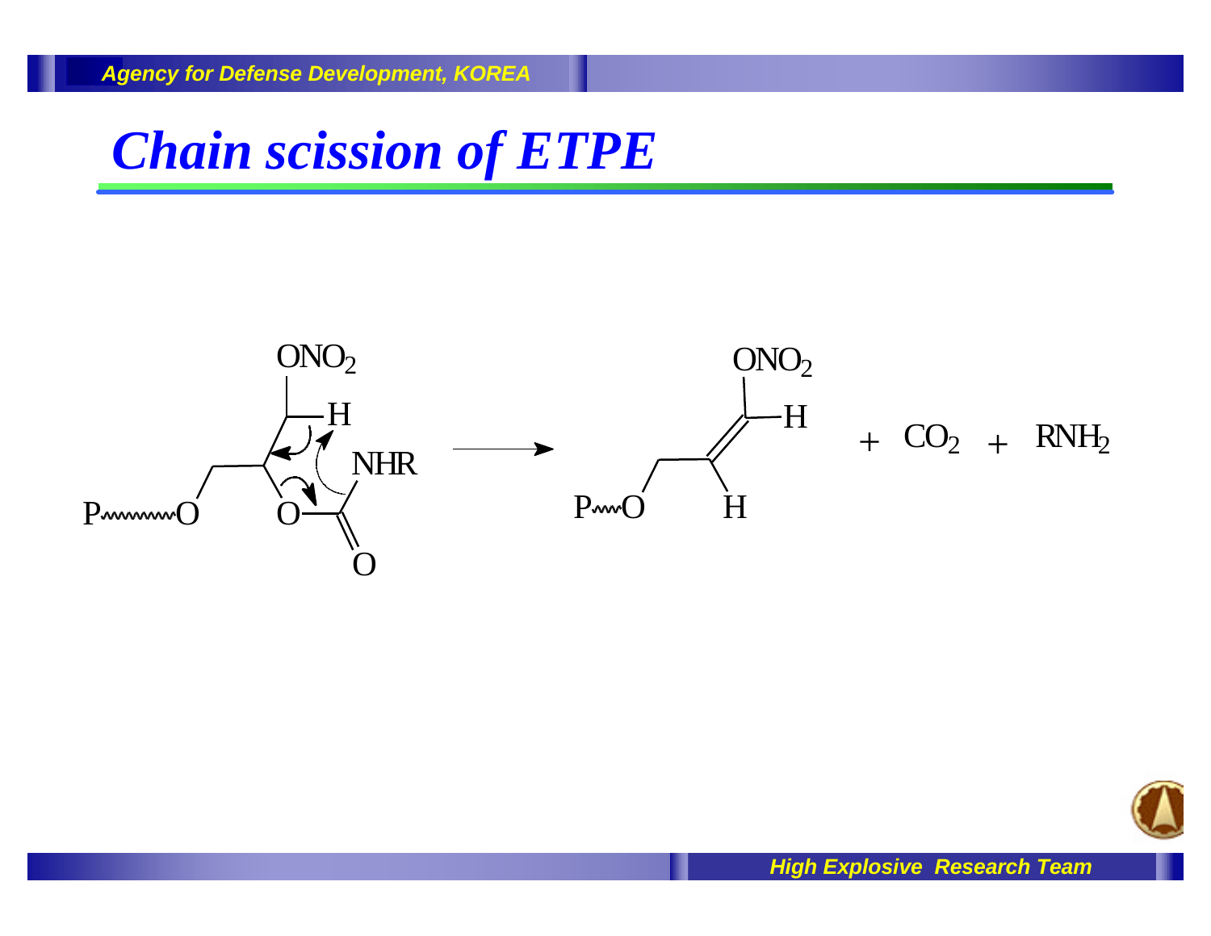# Chain scission of ETPE

$P\text{~~~}O-CH_2-CH(-O-C(=O)-NHR)-CH(H)(ONO_2) \longrightarrow P\text{~~~}O-CH_2-CH=CH(ONO_2) + CO_2 + RNH_2$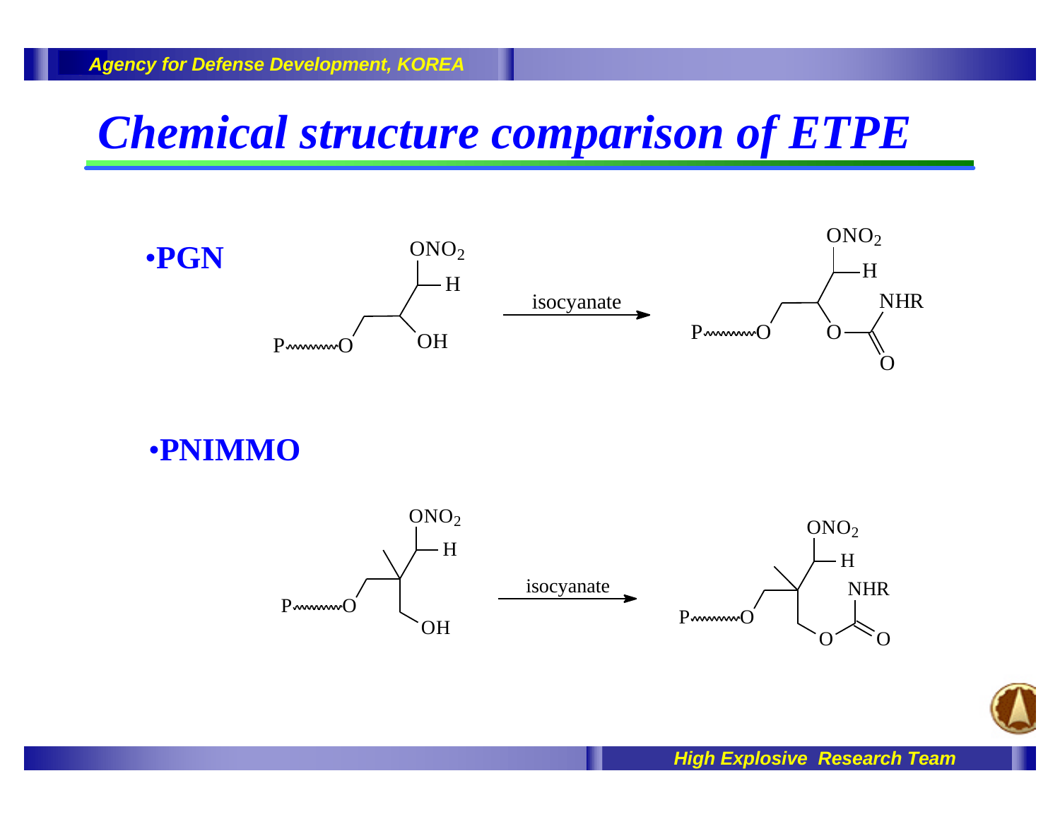# Chemical structure comparison of ETPE

- **PGN**

P~~~~O–CH$_2$–CH(OH)–CH$_2$ONO$_2$ —isocyanate→ P~~~~O–CH$_2$–CH(O–C(=O)–NHR)–CH$_2$ONO$_2$

- **PNIMMO**

P~~~~O–CH$_2$–C(CH$_3$)(CH$_2$OH)–CH$_2$ONO$_2$ —isocyanate→ P~~~~O–CH$_2$–C(CH$_3$)(CH$_2$O–C(=O)–NHR)–CH$_2$ONO$_2$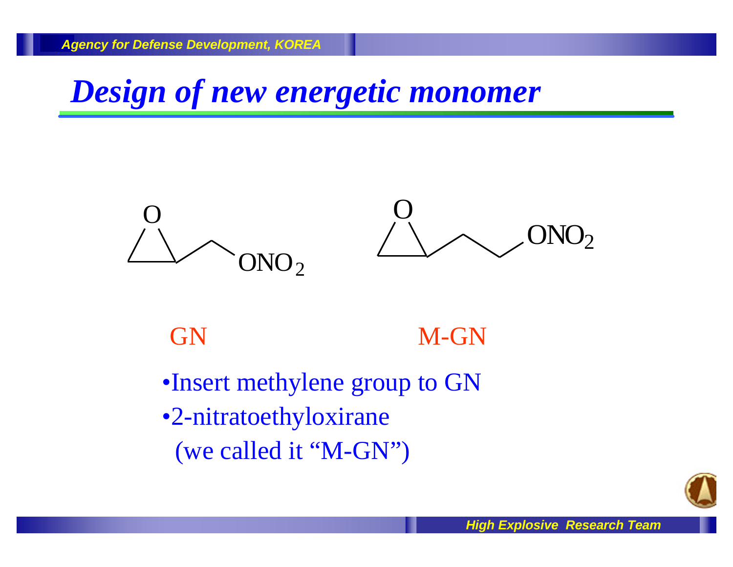# Design of new energetic monomer

GN

M-GN

- Insert methylene group to GN
- 2-nitratoethyloxirane
  (we called it “M-GN”)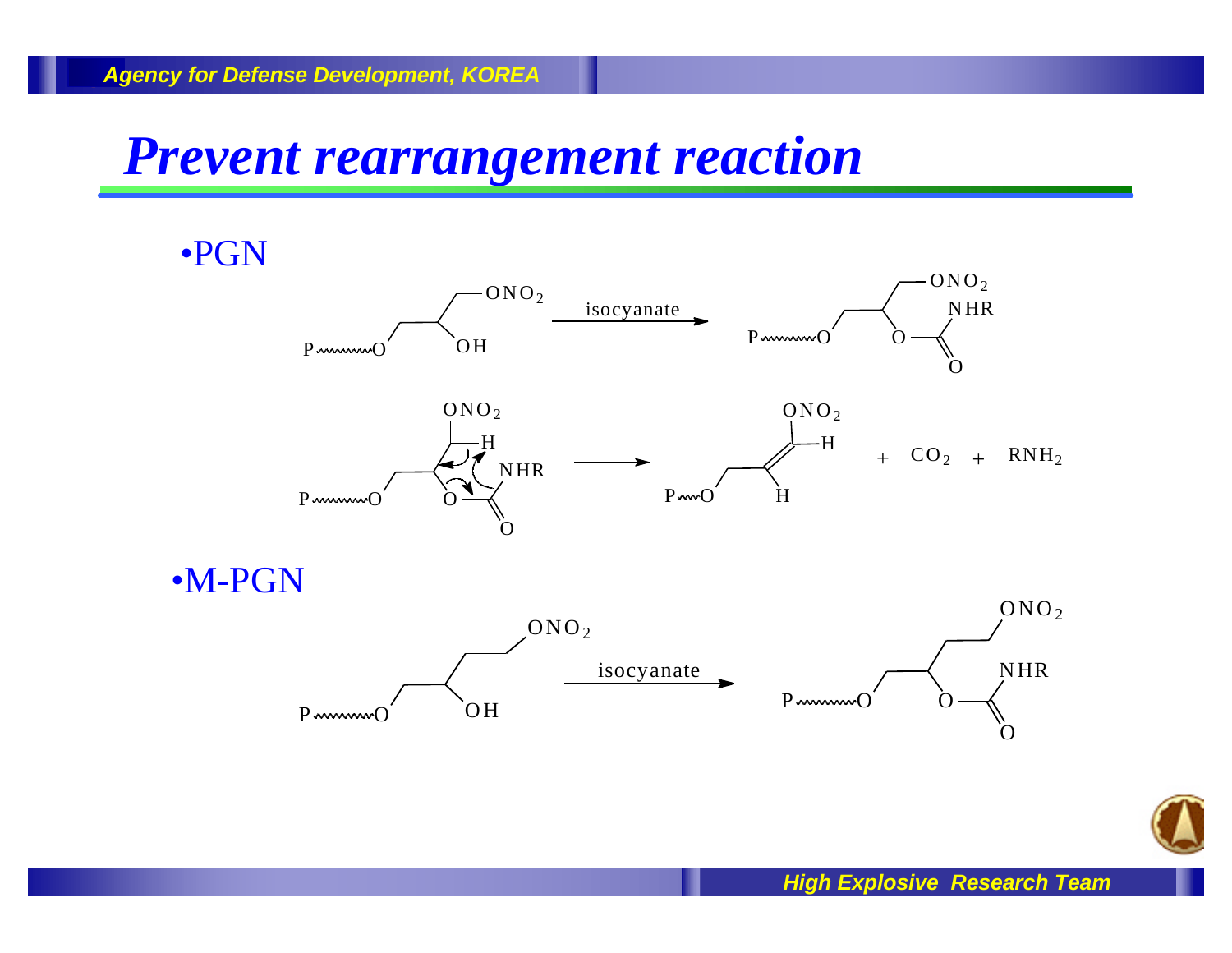# Prevent rearrangement reaction

- PGN

P~~~O–CH$_2$–CH(OH)–CH$_2$–$ONO_2$ $\xrightarrow{\text{isocyanate}}$ P~~~O–CH$_2$–CH(O–C(=O)–NHR)–CH$_2$–$ONO_2$

P~~~O–CH$_2$–CH(O–C(=O)–NHR)–CH(H)–$ONO_2$ $\longrightarrow$ P~~~O–CH$_2$–CH(H)=CH(H)–$ONO_2$ + $CO_2$ + $RNH_2$

- M-PGN

P~~~O–CH$_2$–CH(OH)–CH$_2$–CH$_2$–$ONO_2$ $\xrightarrow{\text{isocyanate}}$ P~~~O–CH$_2$–CH(O–C(=O)–NHR)–CH$_2$–CH$_2$–$ONO_2$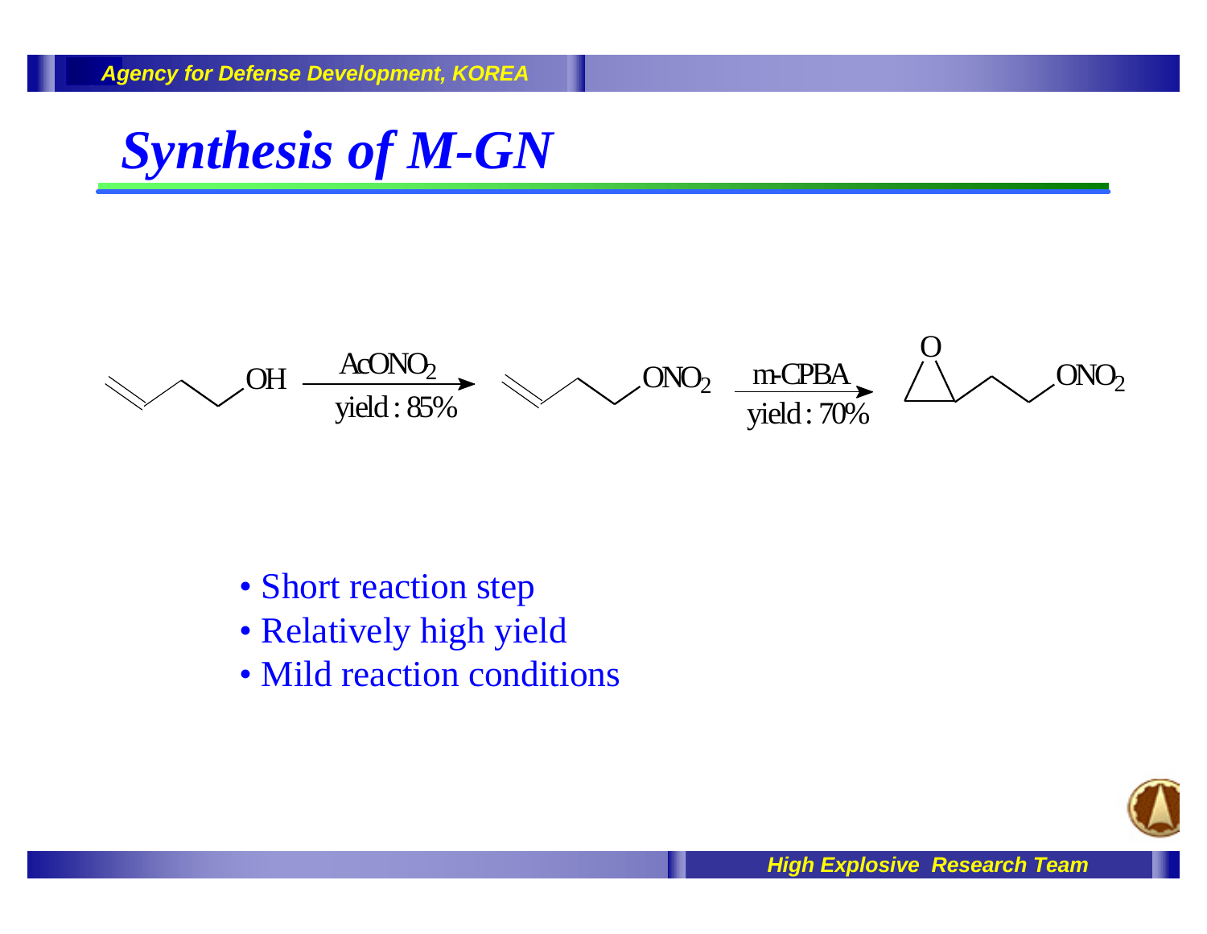# Synthesis of M-GN

$CH_2{=}CHCH_2CH_2OH \xrightarrow[\text{yield : 85\%}]{AcONO_2} CH_2{=}CHCH_2CH_2ONO_2 \xrightarrow[\text{yield : 70\%}]{\text{m-CPBA}}$ (epoxide) $CH_2CH_2ONO_2$

- Short reaction step
- Relatively high yield
- Mild reaction conditions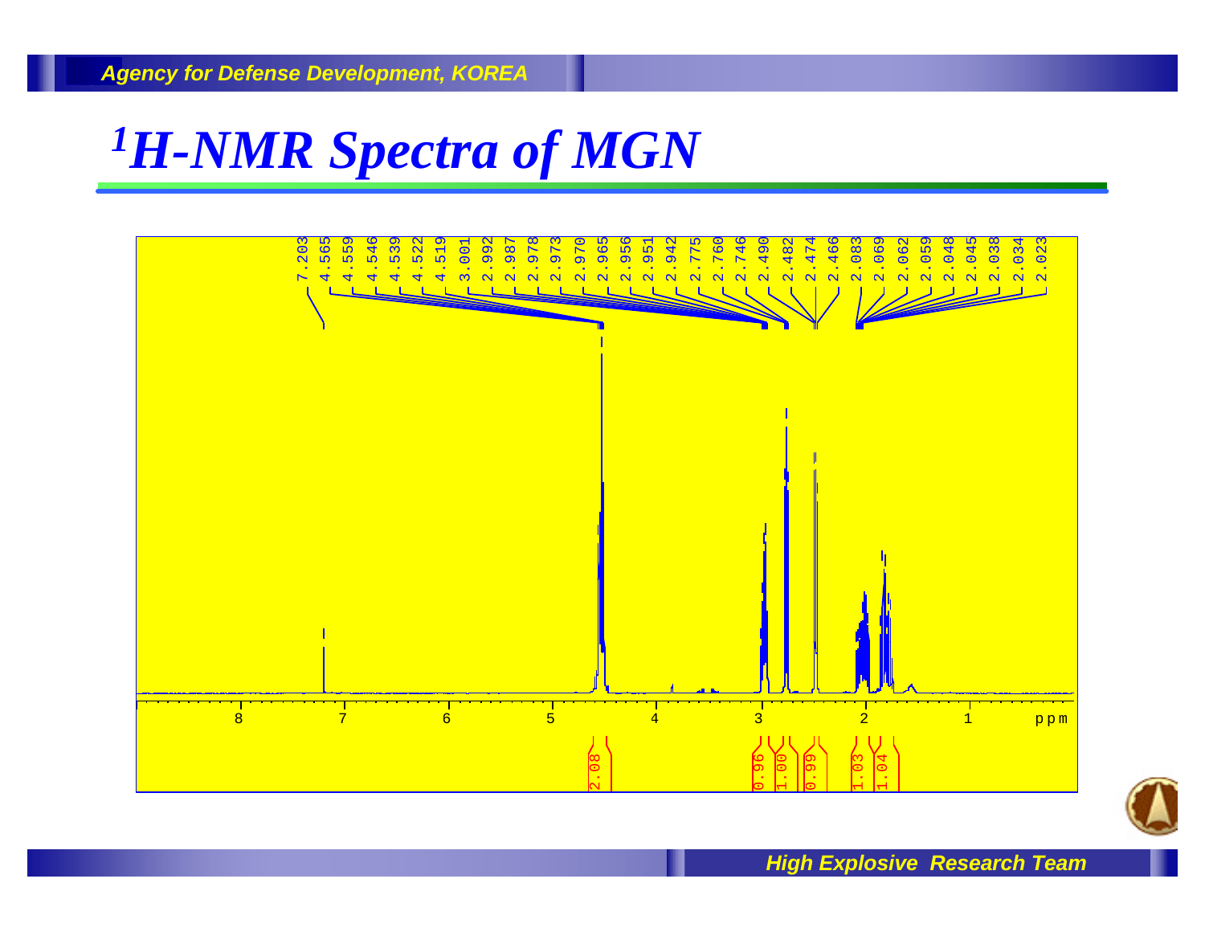# $^1$H-NMR Spectra of MGN

7.203
4.565
4.559
4.546
4.539
4.522
4.519
3.001
2.992
2.987
2.978
2.973
2.970
2.965
2.956
2.951
2.942
2.775
2.760
2.746
2.490
2.482
2.474
2.466
2.083
2.069
2.062
2.059
2.048
2.045
2.038
2.034
2.023

8 7 6 5 4 3 2 1 ppm

2.08 0.96 1.00 0.99 1.03 1.04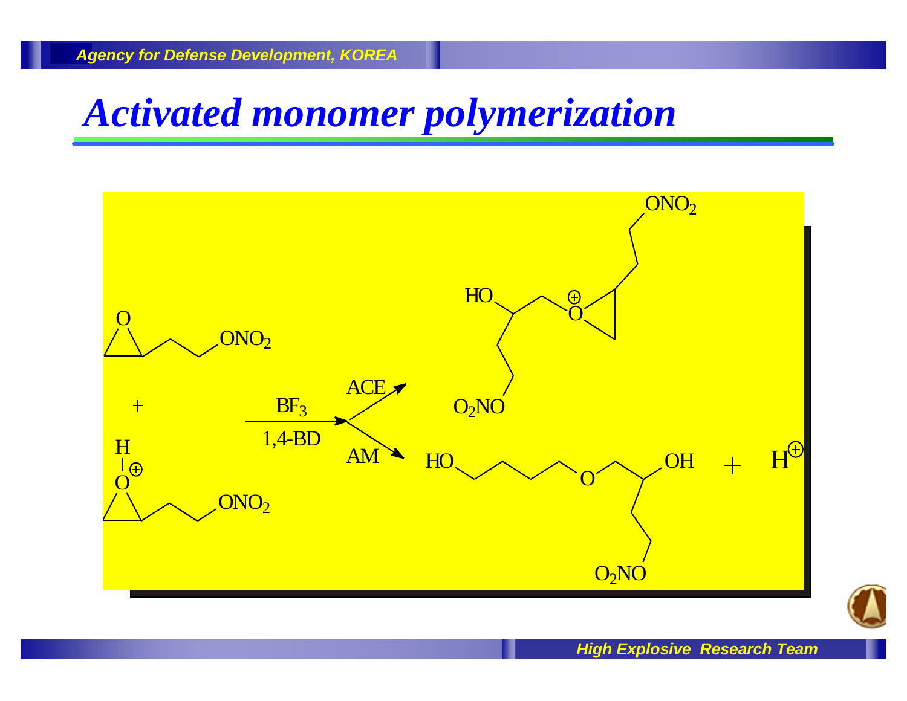# Activated monomer polymerization

$ONO_2$

HO

$O^{\oplus}$

O

$ONO_2$

ACE

$O_2NO$

+

$BF_3$

1,4-BD

H

AM

HO

O

OH

+

$H^{\oplus}$

$O^{\oplus}$

$ONO_2$

$O_2NO$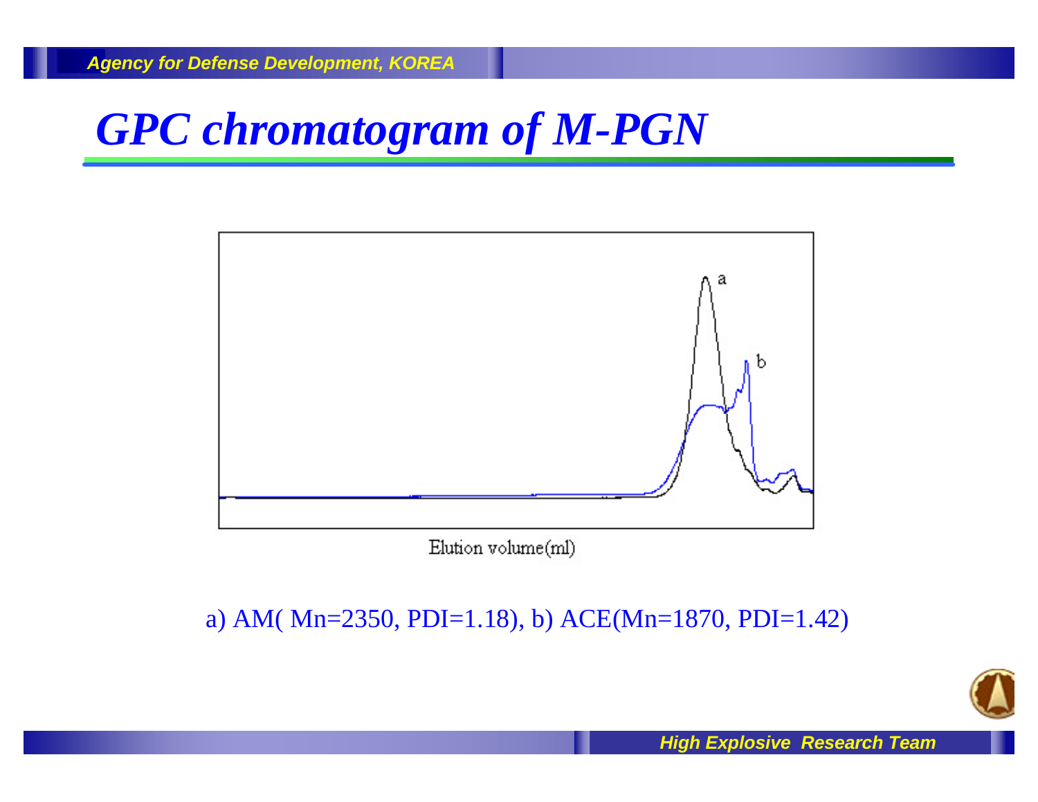# GPC chromatogram of M-PGN

Elution volume(ml)

a) AM( Mn=2350, PDI=1.18), b) ACE(Mn=1870, PDI=1.42)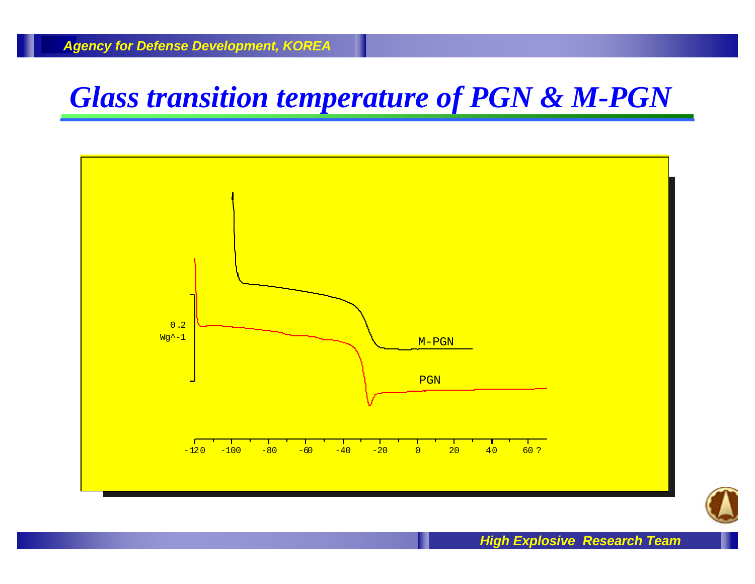# Glass transition temperature of PGN & M-PGN

0.2
Wg^-1

M-PGN

PGN

-120 -100 -80 -60 -40 -20 0 20 40 60 ?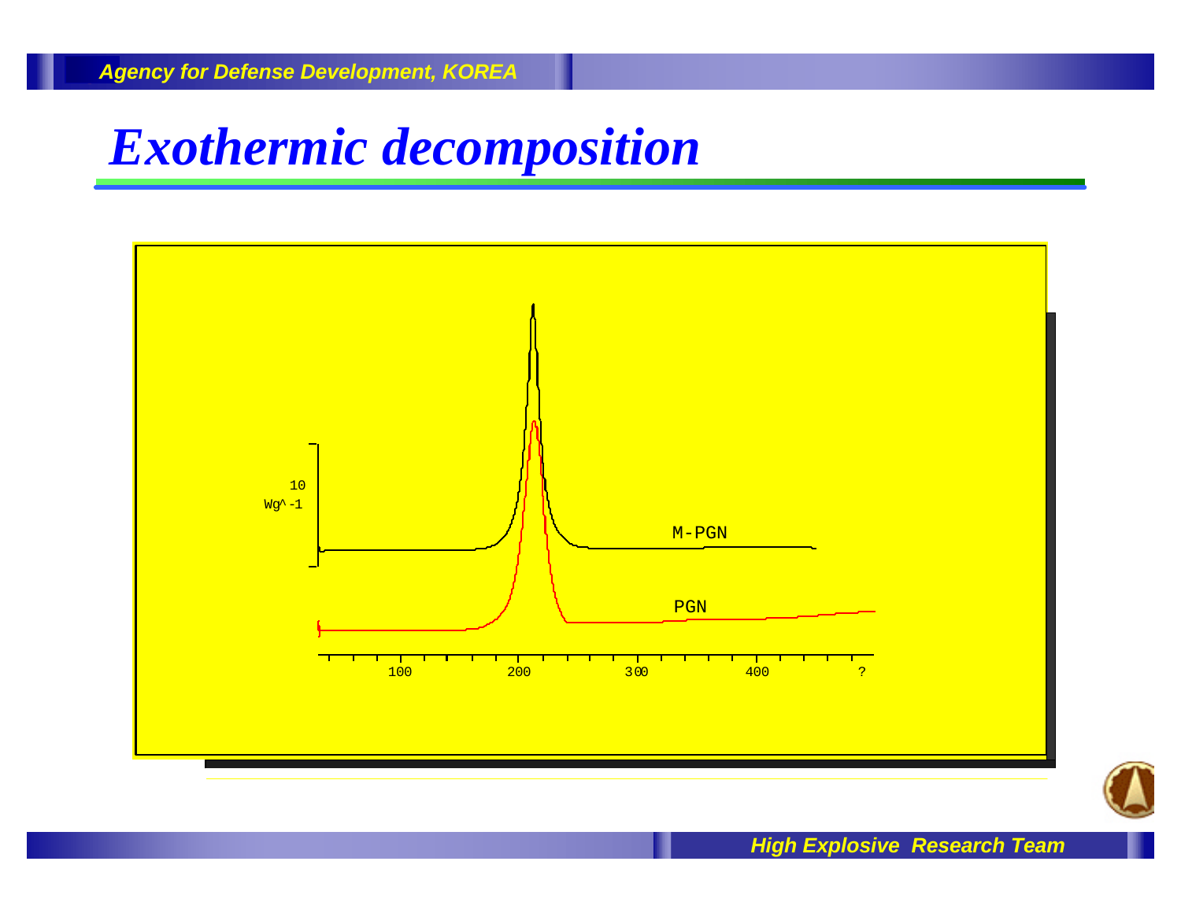# Exothermic decomposition

10
Wg^-1

M-PGN

PGN

100 200 300 400 ?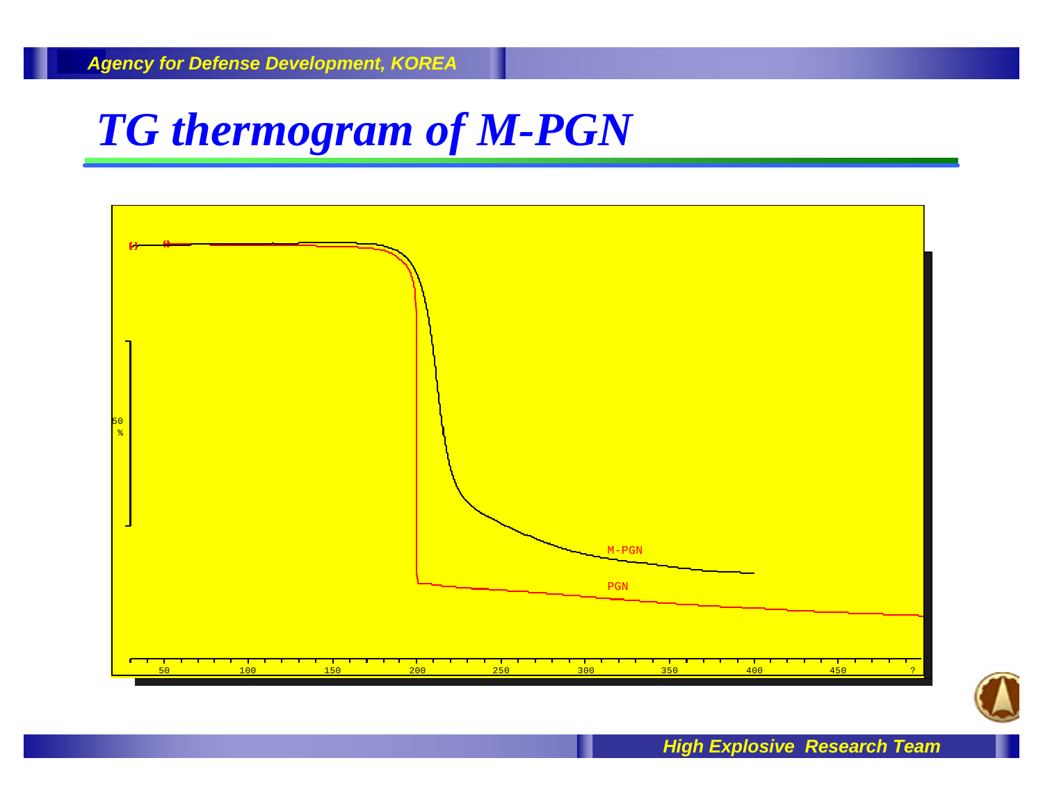# TG thermogram of M-PGN

50
%

M-PGN

PGN

50 100 150 200 250 300 350 400 450 ?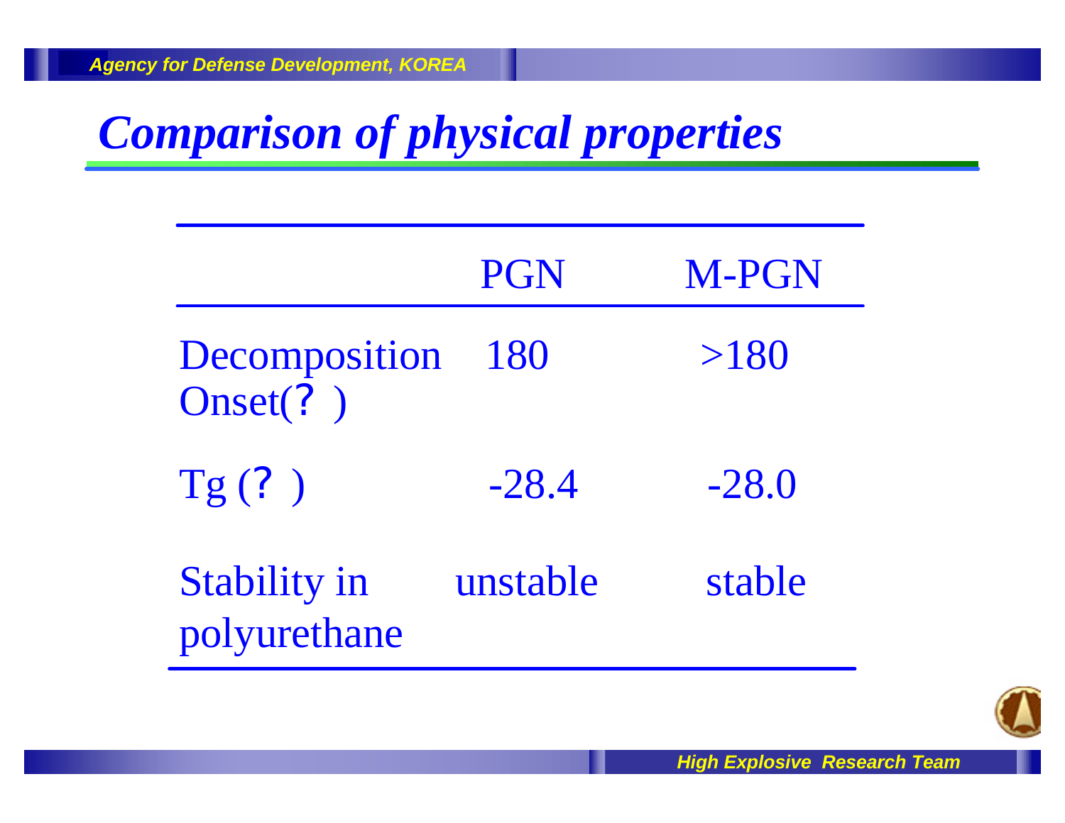# *Comparison of physical properties*

| | PGN | M-PGN |
|---|---|---|
| Decomposition Onset(? ) | 180 | >180 |
| Tg (? ) | -28.4 | -28.0 |
| Stability in polyurethane | unstable | stable |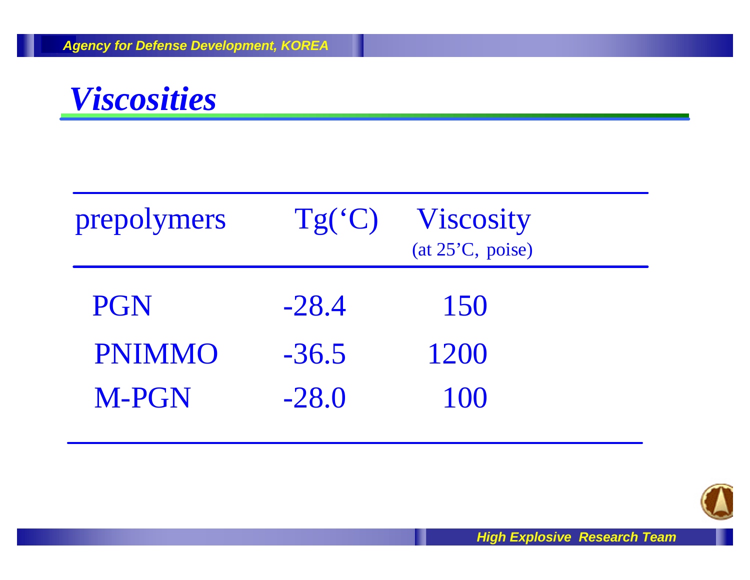# *Viscosities*

| prepolymers | Tg(‘C) | Viscosity (at 25’C, poise) |
|---|---|---|
| PGN | -28.4 | 150 |
| PNIMMO | -36.5 | 1200 |
| M-PGN | -28.0 | 100 |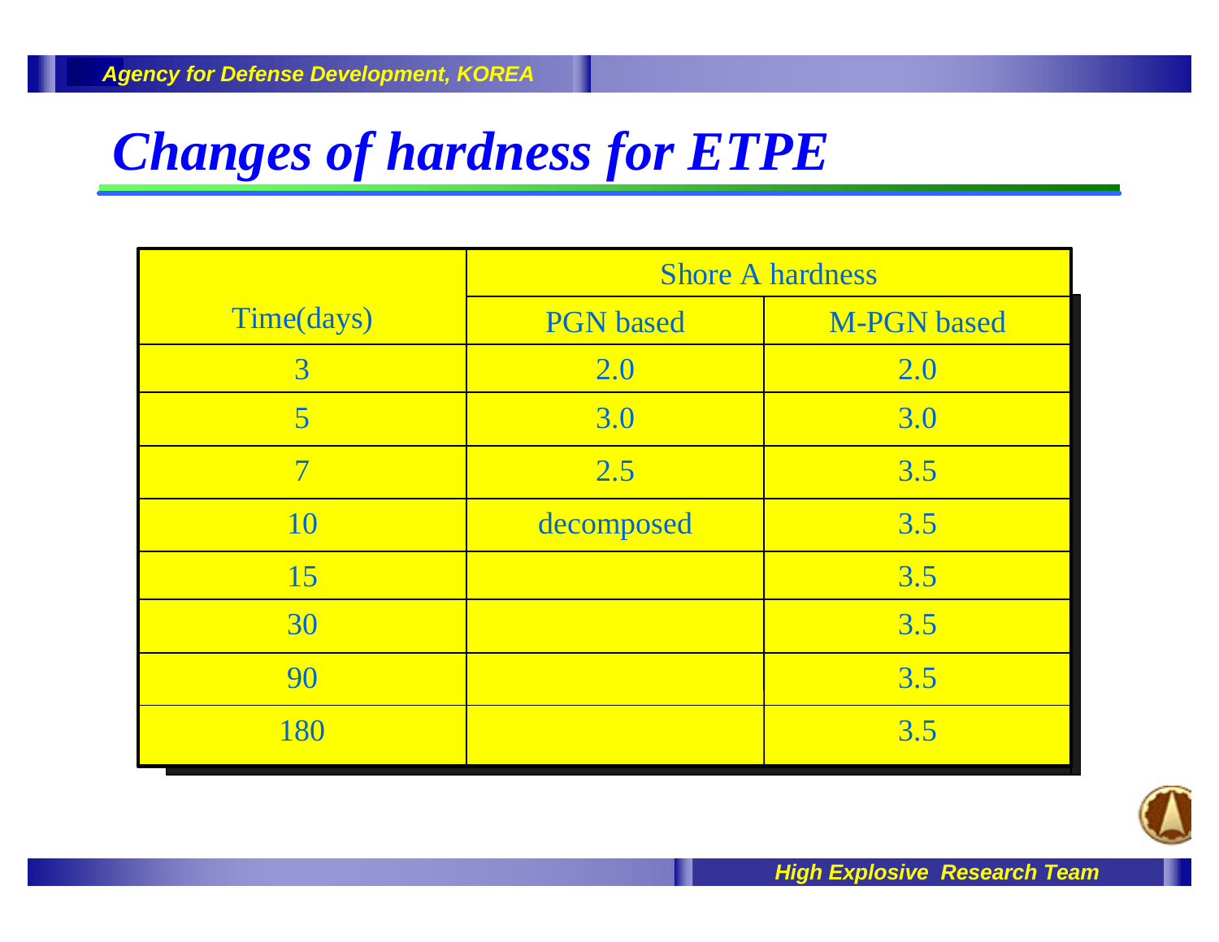# Changes of hardness for ETPE

| Time(days) | Shore A hardness | |
|---|---|---|
| | PGN based | M-PGN based |
| 3 | 2.0 | 2.0 |
| 5 | 3.0 | 3.0 |
| 7 | 2.5 | 3.5 |
| 10 | decomposed | 3.5 |
| 15 | | 3.5 |
| 30 | | 3.5 |
| 90 | | 3.5 |
| 180 | | 3.5 |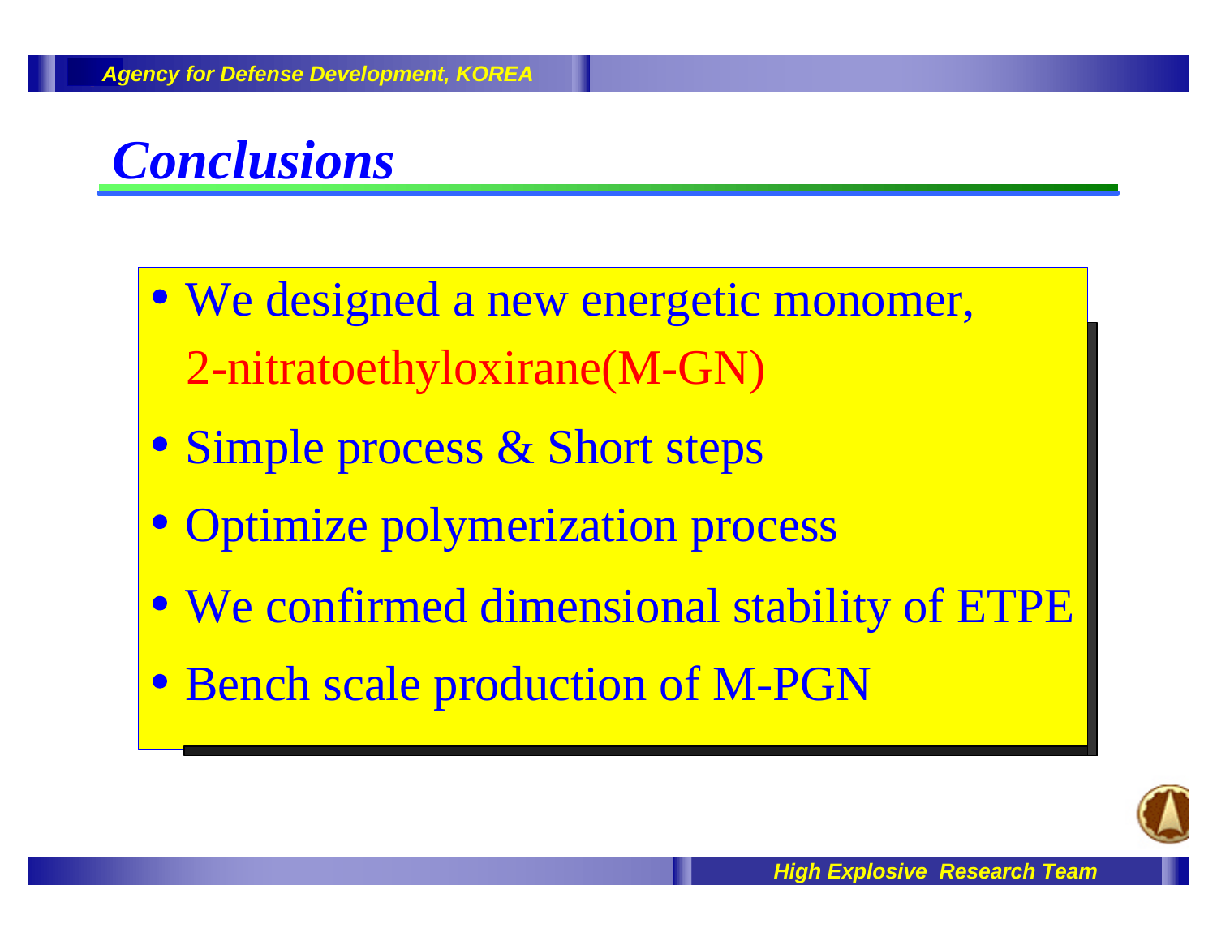# Conclusions

- We designed a new energetic monomer, 2-nitratoethyloxirane(M-GN)
- Simple process & Short steps
- Optimize polymerization process
- We confirmed dimensional stability of ETPE
- Bench scale production of M-PGN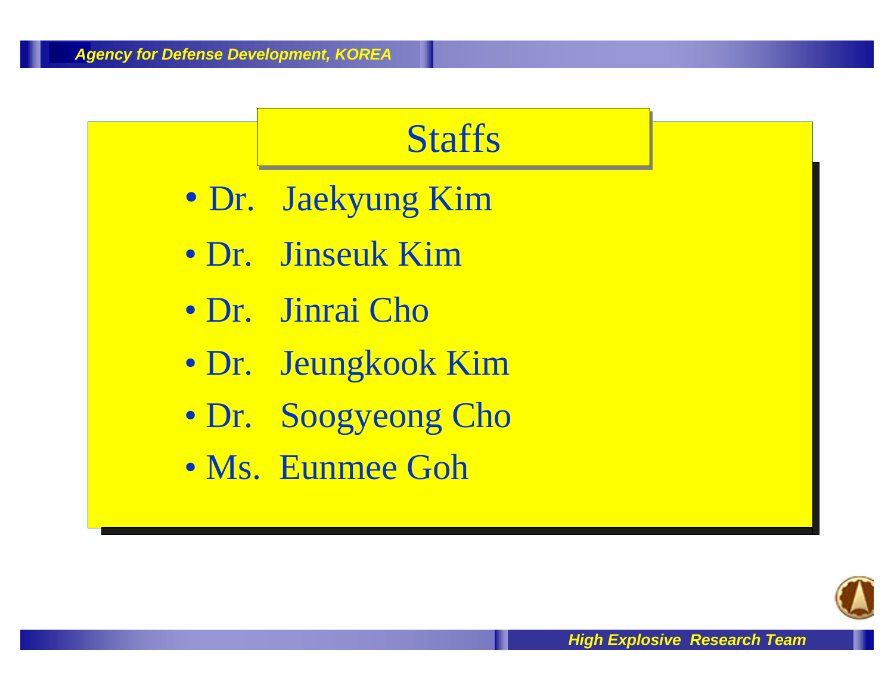# Staffs

- Dr. Jaekyung Kim
- Dr. Jinseuk Kim
- Dr. Jinrai Cho
- Dr. Jeungkook Kim
- Dr. Soogyeong Cho
- Ms. Eunmee Goh